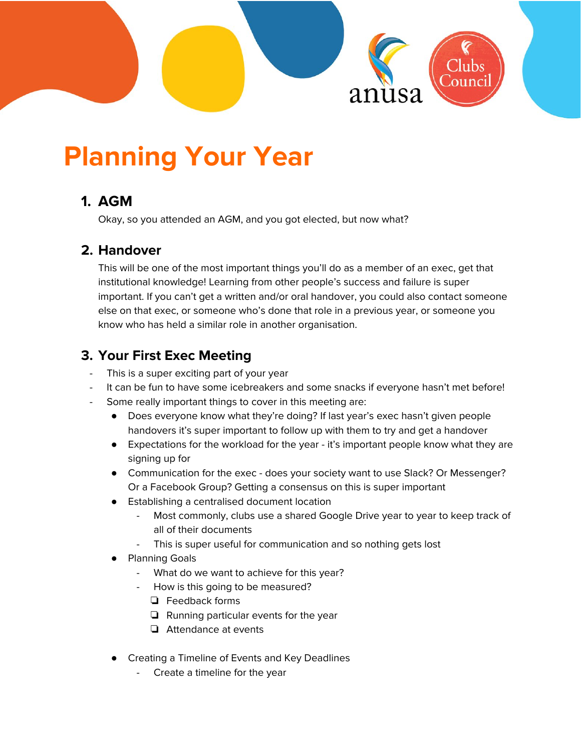# Planning Your Year

## 1. AGM

Okay, so you attended an AGM, and you got elected, but now what?

## 2. Handover

This will be one of the most important things you'll do as a member of an exec, get that institutional knowledge! Learning from other people's success and failure is super important. If you can't get a written and/or oral handover, you could also contact someone else on that exec, or someone who's done that role in a previous year, or someone you know who has held a similar role in another organisation.

## 3. Your First Exec Meeting

- This is a super exciting part of your year
- It can be fun to have some icebreakers and some snacks if everyone hasn't met before!
- Some really important things to cover in this meeting are:
  - Does everyone know what they're doing? If last year's exec hasn't given people handovers it's super important to follow up with them to try and get a handover
  - Expectations for the workload for the year - it's important people know what they are signing up for
  - Communication for the exec - does your society want to use Slack? Or Messenger? Or a Facebook Group? Getting a consensus on this is super important
  - Establishing a centralised document location
    - Most commonly, clubs use a shared Google Drive year to year to keep track of all of their documents
    - This is super useful for communication and so nothing gets lost
  - Planning Goals
    - What do we want to achieve for this year?
    - How is this going to be measured?
      - [ ] Feedback forms
      - [ ] Running particular events for the year
      - [ ] Attendance at events
  - Creating a Timeline of Events and Key Deadlines
    - Create a timeline for the year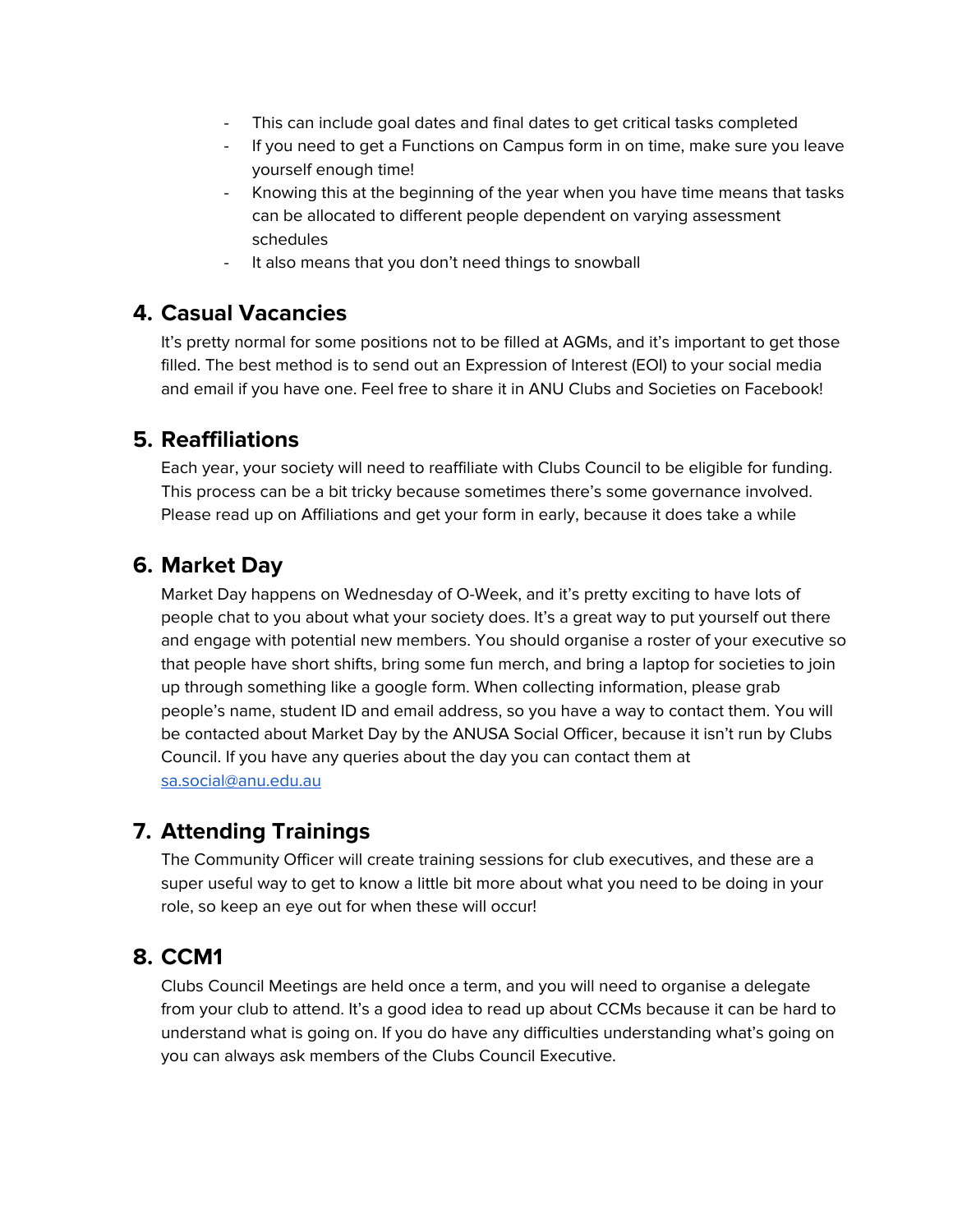- This can include goal dates and final dates to get critical tasks completed
- If you need to get a Functions on Campus form in on time, make sure you leave yourself enough time!
- Knowing this at the beginning of the year when you have time means that tasks can be allocated to different people dependent on varying assessment schedules
- It also means that you don't need things to snowball

## 4. Casual Vacancies

It's pretty normal for some positions not to be filled at AGMs, and it's important to get those filled. The best method is to send out an Expression of Interest (EOI) to your social media and email if you have one. Feel free to share it in ANU Clubs and Societies on Facebook!

## 5. Reaffiliations

Each year, your society will need to reaffiliate with Clubs Council to be eligible for funding. This process can be a bit tricky because sometimes there's some governance involved. Please read up on Affiliations and get your form in early, because it does take a while

## 6. Market Day

Market Day happens on Wednesday of O-Week, and it's pretty exciting to have lots of people chat to you about what your society does. It's a great way to put yourself out there and engage with potential new members. You should organise a roster of your executive so that people have short shifts, bring some fun merch, and bring a laptop for societies to join up through something like a google form. When collecting information, please grab people's name, student ID and email address, so you have a way to contact them. You will be contacted about Market Day by the ANUSA Social Officer, because it isn't run by Clubs Council. If you have any queries about the day you can contact them at sa.social@anu.edu.au

## 7. Attending Trainings

The Community Officer will create training sessions for club executives, and these are a super useful way to get to know a little bit more about what you need to be doing in your role, so keep an eye out for when these will occur!

## 8. CCM1

Clubs Council Meetings are held once a term, and you will need to organise a delegate from your club to attend. It's a good idea to read up about CCMs because it can be hard to understand what is going on. If you do have any difficulties understanding what's going on you can always ask members of the Clubs Council Executive.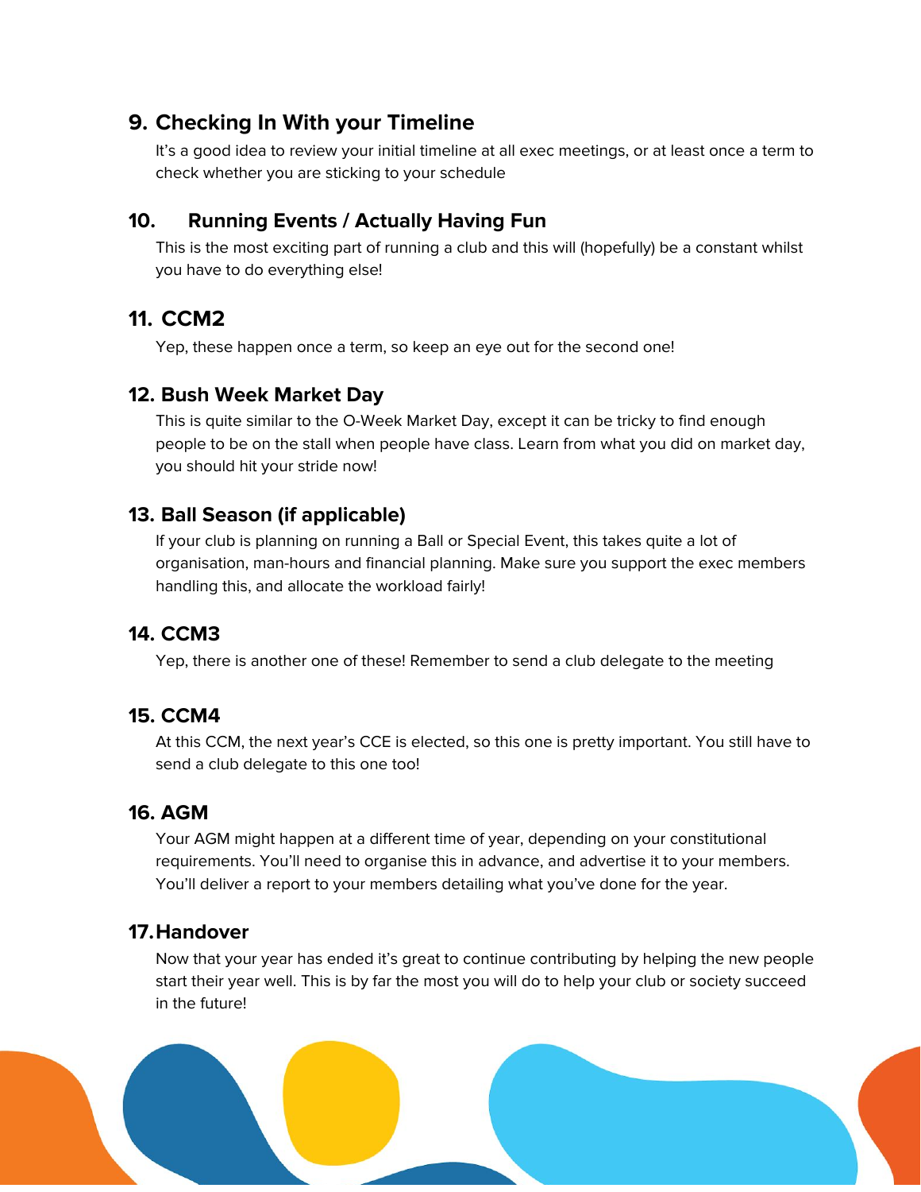## 9. Checking In With your Timeline

It's a good idea to review your initial timeline at all exec meetings, or at least once a term to check whether you are sticking to your schedule

## 10. Running Events / Actually Having Fun

This is the most exciting part of running a club and this will (hopefully) be a constant whilst you have to do everything else!

## 11. CCM2

Yep, these happen once a term, so keep an eye out for the second one!

## 12. Bush Week Market Day

This is quite similar to the O-Week Market Day, except it can be tricky to find enough people to be on the stall when people have class. Learn from what you did on market day, you should hit your stride now!

## 13. Ball Season (if applicable)

If your club is planning on running a Ball or Special Event, this takes quite a lot of organisation, man-hours and financial planning. Make sure you support the exec members handling this, and allocate the workload fairly!

## 14. CCM3

Yep, there is another one of these! Remember to send a club delegate to the meeting

## 15. CCM4

At this CCM, the next year's CCE is elected, so this one is pretty important. You still have to send a club delegate to this one too!

## 16. AGM

Your AGM might happen at a different time of year, depending on your constitutional requirements. You'll need to organise this in advance, and advertise it to your members. You'll deliver a report to your members detailing what you've done for the year.

## 17. Handover

Now that your year has ended it's great to continue contributing by helping the new people start their year well. This is by far the most you will do to help your club or society succeed in the future!